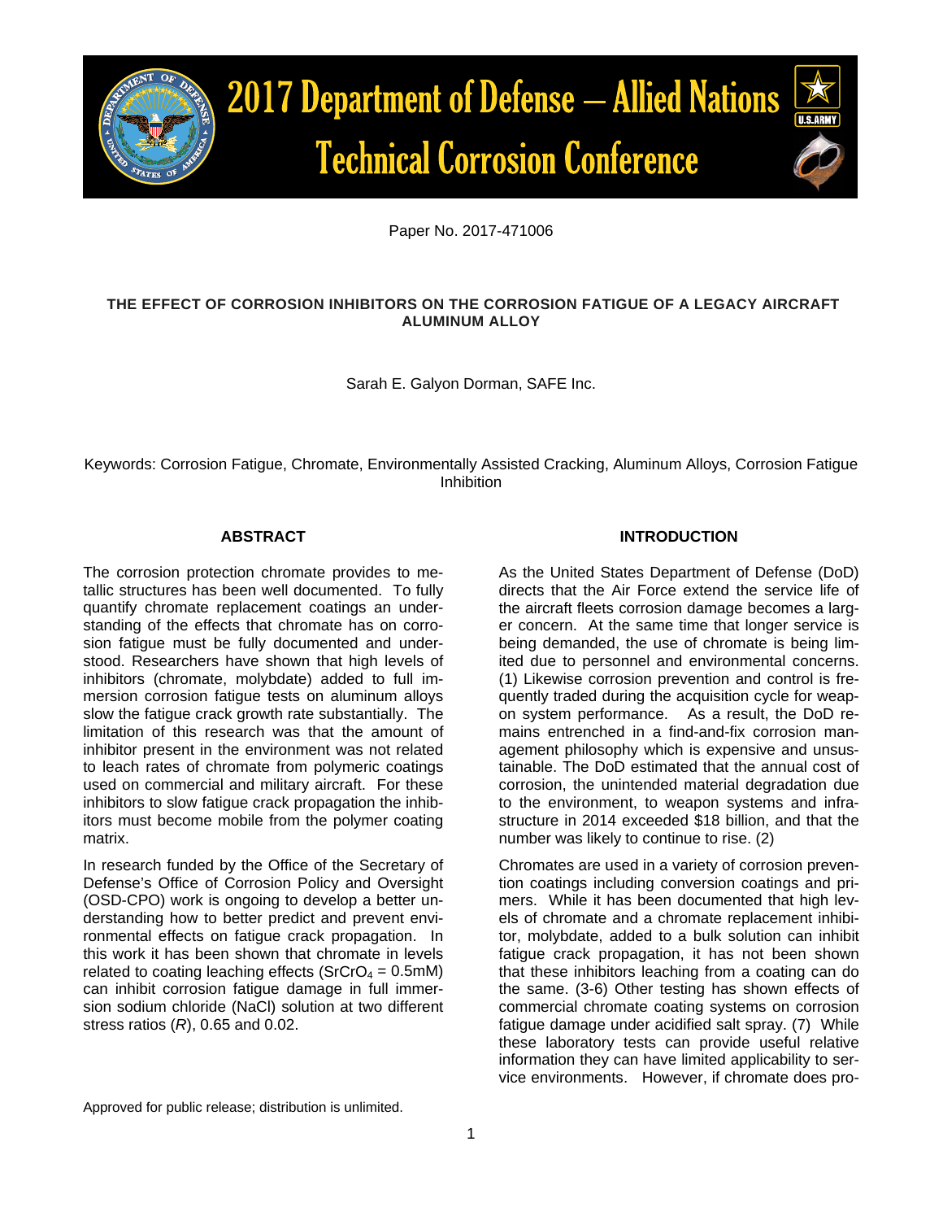2017 Department of Defense – Allied Nations Technical Corrosion Conference

Paper No. 2017-471006

# THE EFFECT OF CORROSION INHIBITORS ON THE CORROSION FATIGUE OF A LEGACY AIRCRAFT ALUMINUM ALLOY

Sarah E. Galyon Dorman, SAFE Inc.

Keywords: Corrosion Fatigue, Chromate, Environmentally Assisted Cracking, Aluminum Alloys, Corrosion Fatigue Inhibition

## ABSTRACT

The corrosion protection chromate provides to metallic structures has been well documented. To fully quantify chromate replacement coatings an understanding of the effects that chromate has on corrosion fatigue must be fully documented and understood. Researchers have shown that high levels of inhibitors (chromate, molybdate) added to full immersion corrosion fatigue tests on aluminum alloys slow the fatigue crack growth rate substantially. The limitation of this research was that the amount of inhibitor present in the environment was not related to leach rates of chromate from polymeric coatings used on commercial and military aircraft. For these inhibitors to slow fatigue crack propagation the inhibitors must become mobile from the polymer coating matrix.

In research funded by the Office of the Secretary of Defense's Office of Corrosion Policy and Oversight (OSD-CPO) work is ongoing to develop a better understanding how to better predict and prevent environmental effects on fatigue crack propagation. In this work it has been shown that chromate in levels related to coating leaching effects ($SrCrO_4$ = 0.5mM) can inhibit corrosion fatigue damage in full immersion sodium chloride (NaCl) solution at two different stress ratios (*R*), 0.65 and 0.02.

## INTRODUCTION

As the United States Department of Defense (DoD) directs that the Air Force extend the service life of the aircraft fleets corrosion damage becomes a larger concern. At the same time that longer service is being demanded, the use of chromate is being limited due to personnel and environmental concerns. (1) Likewise corrosion prevention and control is frequently traded during the acquisition cycle for weapon system performance. As a result, the DoD remains entrenched in a find-and-fix corrosion management philosophy which is expensive and unsustainable. The DoD estimated that the annual cost of corrosion, the unintended material degradation due to the environment, to weapon systems and infrastructure in 2014 exceeded \$18 billion, and that the number was likely to continue to rise. (2)

Chromates are used in a variety of corrosion prevention coatings including conversion coatings and primers. While it has been documented that high levels of chromate and a chromate replacement inhibitor, molybdate, added to a bulk solution can inhibit fatigue crack propagation, it has not been shown that these inhibitors leaching from a coating can do the same. (3-6) Other testing has shown effects of commercial chromate coating systems on corrosion fatigue damage under acidified salt spray. (7) While these laboratory tests can provide useful relative information they can have limited applicability to service environments. However, if chromate does pro-

Approved for public release; distribution is unlimited.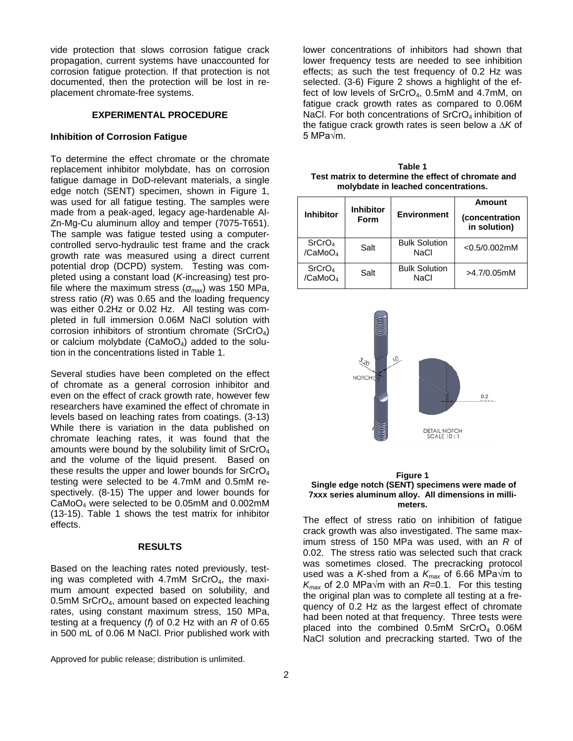vide protection that slows corrosion fatigue crack propagation, current systems have unaccounted for corrosion fatigue protection. If that protection is not documented, then the protection will be lost in replacement chromate-free systems.

## EXPERIMENTAL PROCEDURE

### Inhibition of Corrosion Fatigue

To determine the effect chromate or the chromate replacement inhibitor molybdate, has on corrosion fatigue damage in DoD-relevant materials, a single edge notch (SENT) specimen, shown in Figure 1, was used for all fatigue testing. The samples were made from a peak-aged, legacy age-hardenable Al-Zn-Mg-Cu aluminum alloy and temper (7075-T651). The sample was fatigue tested using a computer-controlled servo-hydraulic test frame and the crack growth rate was measured using a direct current potential drop (DCPD) system. Testing was completed using a constant load (*K*-increasing) test profile where the maximum stress ($\sigma_{max}$) was 150 MPa, stress ratio (*R*) was 0.65 and the loading frequency was either 0.2Hz or 0.02 Hz. All testing was completed in full immersion 0.06M NaCl solution with corrosion inhibitors of strontium chromate ($SrCrO_4$) or calcium molybdate ($CaMoO_4$) added to the solution in the concentrations listed in Table 1.

Several studies have been completed on the effect of chromate as a general corrosion inhibitor and even on the effect of crack growth rate, however few researchers have examined the effect of chromate in levels based on leaching rates from coatings. (3-13) While there is variation in the data published on chromate leaching rates, it was found that the amounts were bound by the solubility limit of $SrCrO_4$ and the volume of the liquid present. Based on these results the upper and lower bounds for $SrCrO_4$ testing were selected to be 4.7mM and 0.5mM respectively. (8-15) The upper and lower bounds for $CaMoO_4$ were selected to be 0.05mM and 0.002mM (13-15). Table 1 shows the test matrix for inhibitor effects.

## RESULTS

Based on the leaching rates noted previously, testing was completed with 4.7mM $SrCrO_4$, the maximum amount expected based on solubility, and 0.5mM $SrCrO_4$, amount based on expected leaching rates, using constant maximum stress, 150 MPa, testing at a frequency (*f*) of 0.2 Hz with an *R* of 0.65 in 500 mL of 0.06 M NaCl. Prior published work with lower concentrations of inhibitors had shown that lower frequency tests are needed to see inhibition effects; as such the test frequency of 0.2 Hz was selected. (3-6) Figure 2 shows a highlight of the effect of low levels of $SrCrO_4$, 0.5mM and 4.7mM, on fatigue crack growth rates as compared to 0.06M NaCl. For both concentrations of $SrCrO_4$ inhibition of the fatigue crack growth rates is seen below a $\Delta K$ of 5 MPa√m.

**Table 1**
**Test matrix to determine the effect of chromate and molybdate in leached concentrations.**

| Inhibitor | Inhibitor Form | Environment | Amount (concentration in solution) |
|---|---|---|---|
| $SrCrO_4$ /$CaMoO_4$ | Salt | Bulk Solution NaCl | <0.5/0.002mM |
| $SrCrO_4$ /$CaMoO_4$ | Salt | Bulk Solution NaCl | >4.7/0.05mM |

**Figure 1**
**Single edge notch (SENT) specimens were made of 7xxx series aluminum alloy. All dimensions in millimeters.**

The effect of stress ratio on inhibition of fatigue crack growth was also investigated. The same maximum stress of 150 MPa was used, with an *R* of 0.02. The stress ratio was selected such that crack was sometimes closed. The precracking protocol used was a *K*-shed from a $K_{max}$ of 6.66 MPa√m to $K_{max}$ of 2.0 MPa√m with an *R*=0.1. For this testing the original plan was to complete all testing at a frequency of 0.2 Hz as the largest effect of chromate had been noted at that frequency. Three tests were placed into the combined 0.5mM $SrCrO_4$ 0.06M NaCl solution and precracking started. Two of the

Approved for public release; distribution is unlimited.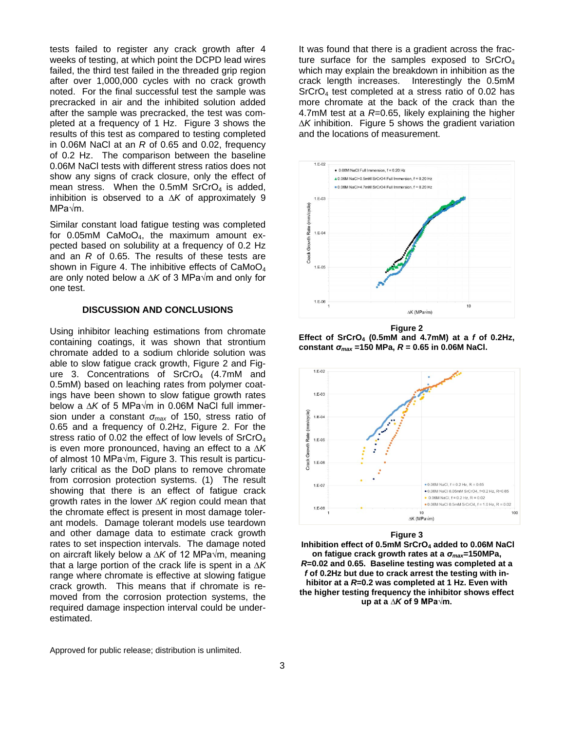tests failed to register any crack growth after 4 weeks of testing, at which point the DCPD lead wires failed, the third test failed in the threaded grip region after over 1,000,000 cycles with no crack growth noted. For the final successful test the sample was precracked in air and the inhibited solution added after the sample was precracked, the test was completed at a frequency of 1 Hz. Figure 3 shows the results of this test as compared to testing completed in 0.06M NaCl at an $R$ of 0.65 and 0.02, frequency of 0.2 Hz. The comparison between the baseline 0.06M NaCl tests with different stress ratios does not show any signs of crack closure, only the effect of mean stress. When the 0.5mM $SrCrO_4$ is added, inhibition is observed to a $\Delta K$ of approximately 9 MPa√m.

Similar constant load fatigue testing was completed for 0.05mM $CaMoO_4$, the maximum amount expected based on solubility at a frequency of 0.2 Hz and an $R$ of 0.65. The results of these tests are shown in Figure 4. The inhibitive effects of $CaMoO_4$ are only noted below a $\Delta K$ of 3 MPa√m and only for one test.

## DISCUSSION AND CONCLUSIONS

Using inhibitor leaching estimations from chromate containing coatings, it was shown that strontium chromate added to a sodium chloride solution was able to slow fatigue crack growth, Figure 2 and Figure 3. Concentrations of $SrCrO_4$ (4.7mM and 0.5mM) based on leaching rates from polymer coatings have been shown to slow fatigue growth rates below a $\Delta K$ of 5 MPa√m in 0.06M NaCl full immersion under a constant $\sigma_{max}$ of 150, stress ratio of 0.65 and a frequency of 0.2Hz, Figure 2. For the stress ratio of 0.02 the effect of low levels of $SrCrO_4$ is even more pronounced, having an effect to a $\Delta K$ of almost 10 MPa√m, Figure 3. This result is particularly critical as the DoD plans to remove chromate from corrosion protection systems. (1) The result showing that there is an effect of fatigue crack growth rates in the lower $\Delta K$ region could mean that the chromate effect is present in most damage tolerant models. Damage tolerant models use teardown and other damage data to estimate crack growth rates to set inspection intervals. The damage noted on aircraft likely below a $\Delta K$ of 12 MPa√m, meaning that a large portion of the crack life is spent in a $\Delta K$ range where chromate is effective at slowing fatigue crack growth. This means that if chromate is removed from the corrosion protection systems, the required damage inspection interval could be underestimated.

It was found that there is a gradient across the fracture surface for the samples exposed to $SrCrO_4$ which may explain the breakdown in inhibition as the crack length increases. Interestingly the 0.5mM $SrCrO_4$ test completed at a stress ratio of 0.02 has more chromate at the back of the crack than the 4.7mM test at a $R$=0.65, likely explaining the higher $\Delta K$ inhibition. Figure 5 shows the gradient variation and the locations of measurement.

**Figure 2**
**Effect of $SrCrO_4$ (0.5mM and 4.7mM) at a $f$ of 0.2Hz, constant $\sigma_{max}$ =150 MPa, $R$ = 0.65 in 0.06M NaCl.**

**Figure 3**
**Inhibition effect of 0.5mM $SrCrO_4$ added to 0.06M NaCl on fatigue crack growth rates at a $\sigma_{max}$=150MPa, $R$=0.02 and 0.65. Baseline testing was completed at a $f$ of 0.2Hz but due to crack arrest the testing with inhibitor at a $R$=0.2 was completed at 1 Hz. Even with the higher testing frequency the inhibitor shows effect up at a $\Delta K$ of 9 MPa√m.**

Approved for public release; distribution is unlimited.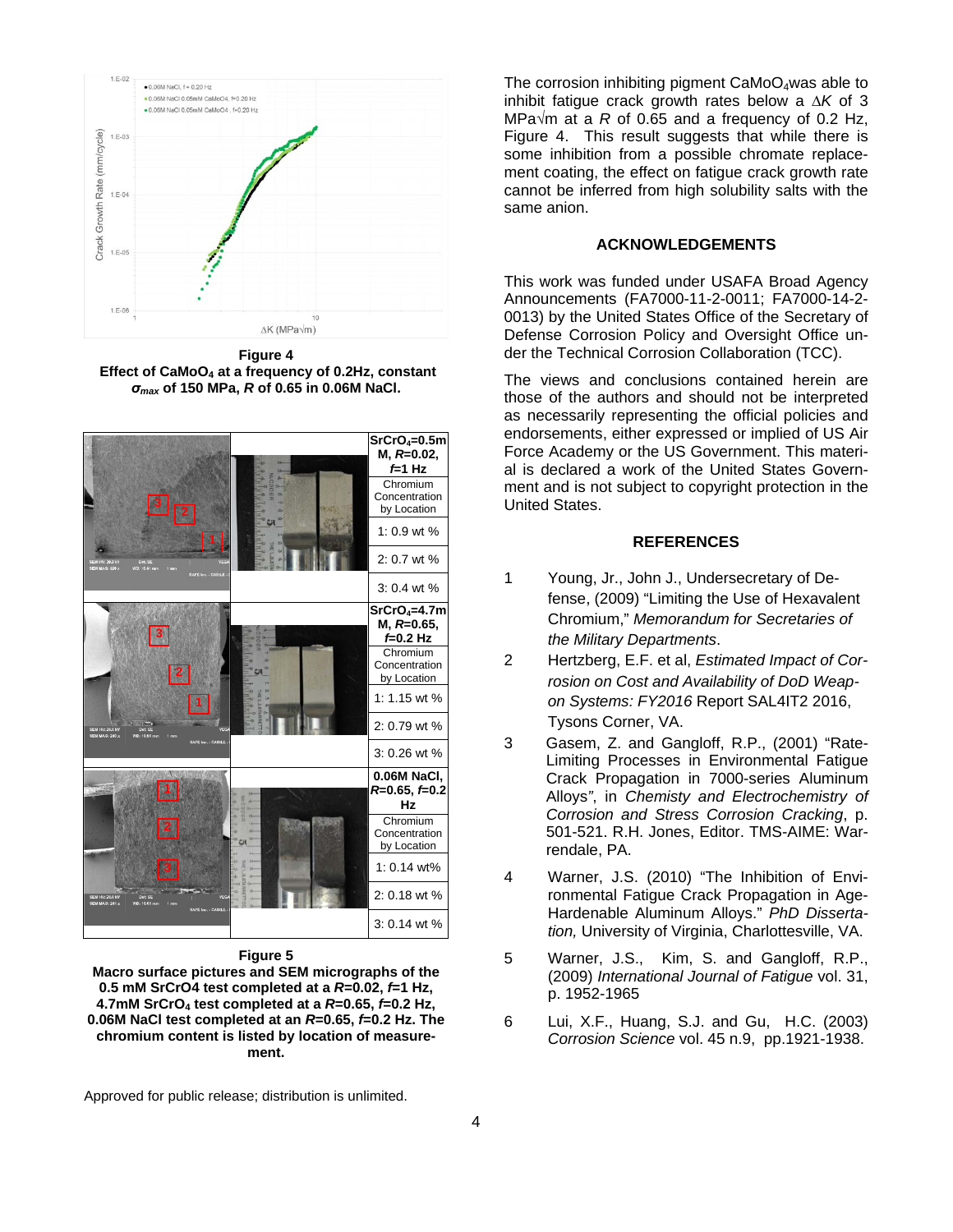**Figure 4**
**Effect of $CaMoO_4$ at a frequency of 0.2Hz, constant $\sigma_{max}$ of 150 MPa, $R$ of 0.65 in 0.06M NaCl.**

| | | $SrCrO_4$=0.5mM, $R$=0.02, $f$=1 Hz |
|---|---|---|
| | | Chromium Concentration by Location |
| | | 1: 0.9 wt % |
| | | 2: 0.7 wt % |
| | | 3: 0.4 wt % |
| | | **$SrCrO_4$=4.7mM, $R$=0.65, $f$=0.2 Hz** |
| | | Chromium Concentration by Location |
| | | 1: 1.15 wt % |
| | | 2: 0.79 wt % |
| | | 3: 0.26 wt % |
| | | **0.06M NaCl, $R$=0.65, $f$=0.2 Hz** |
| | | Chromium Concentration by Location |
| | | 1: 0.14 wt% |
| | | 2: 0.18 wt % |
| | | 3: 0.14 wt % |

**Figure 5**
**Macro surface pictures and SEM micrographs of the 0.5 mM SrCrO4 test completed at a $R$=0.02, $f$=1 Hz, 4.7mM $SrCrO_4$ test completed at a $R$=0.65, $f$=0.2 Hz, 0.06M NaCl test completed at an $R$=0.65, $f$=0.2 Hz. The chromium content is listed by location of measurement.**

Approved for public release; distribution is unlimited.

The corrosion inhibiting pigment $CaMoO_4$was able to inhibit fatigue crack growth rates below a $\Delta K$ of 3 MPa√m at a $R$ of 0.65 and a frequency of 0.2 Hz, Figure 4. This result suggests that while there is some inhibition from a possible chromate replacement coating, the effect on fatigue crack growth rate cannot be inferred from high solubility salts with the same anion.

## ACKNOWLEDGEMENTS

This work was funded under USAFA Broad Agency Announcements (FA7000-11-2-0011; FA7000-14-2-0013) by the United States Office of the Secretary of Defense Corrosion Policy and Oversight Office under the Technical Corrosion Collaboration (TCC).

The views and conclusions contained herein are those of the authors and should not be interpreted as necessarily representing the official policies and endorsements, either expressed or implied of US Air Force Academy or the US Government. This material is declared a work of the United States Government and is not subject to copyright protection in the United States.

## REFERENCES

1. Young, Jr., John J., Undersecretary of Defense, (2009) "Limiting the Use of Hexavalent Chromium," *Memorandum for Secretaries of the Military Departments*.
2. Hertzberg, E.F. et al, *Estimated Impact of Corrosion on Cost and Availability of DoD Weapon Systems: FY2016* Report SAL4IT2 2016, Tysons Corner, VA.
3. Gasem, Z. and Gangloff, R.P., (2001) "Rate-Limiting Processes in Environmental Fatigue Crack Propagation in 7000-series Aluminum Alloys", in *Chemisty and Electrochemistry of Corrosion and Stress Corrosion Cracking*, p. 501-521. R.H. Jones, Editor. TMS-AIME: Warrendale, PA.
4. Warner, J.S. (2010) "The Inhibition of Environmental Fatigue Crack Propagation in Age-Hardenable Aluminum Alloys." *PhD Dissertation,* University of Virginia, Charlottesville, VA.
5. Warner, J.S., Kim, S. and Gangloff, R.P., (2009) *International Journal of Fatigue* vol. 31, p. 1952-1965
6. Lui, X.F., Huang, S.J. and Gu, H.C. (2003) *Corrosion Science* vol. 45 n.9, pp.1921-1938.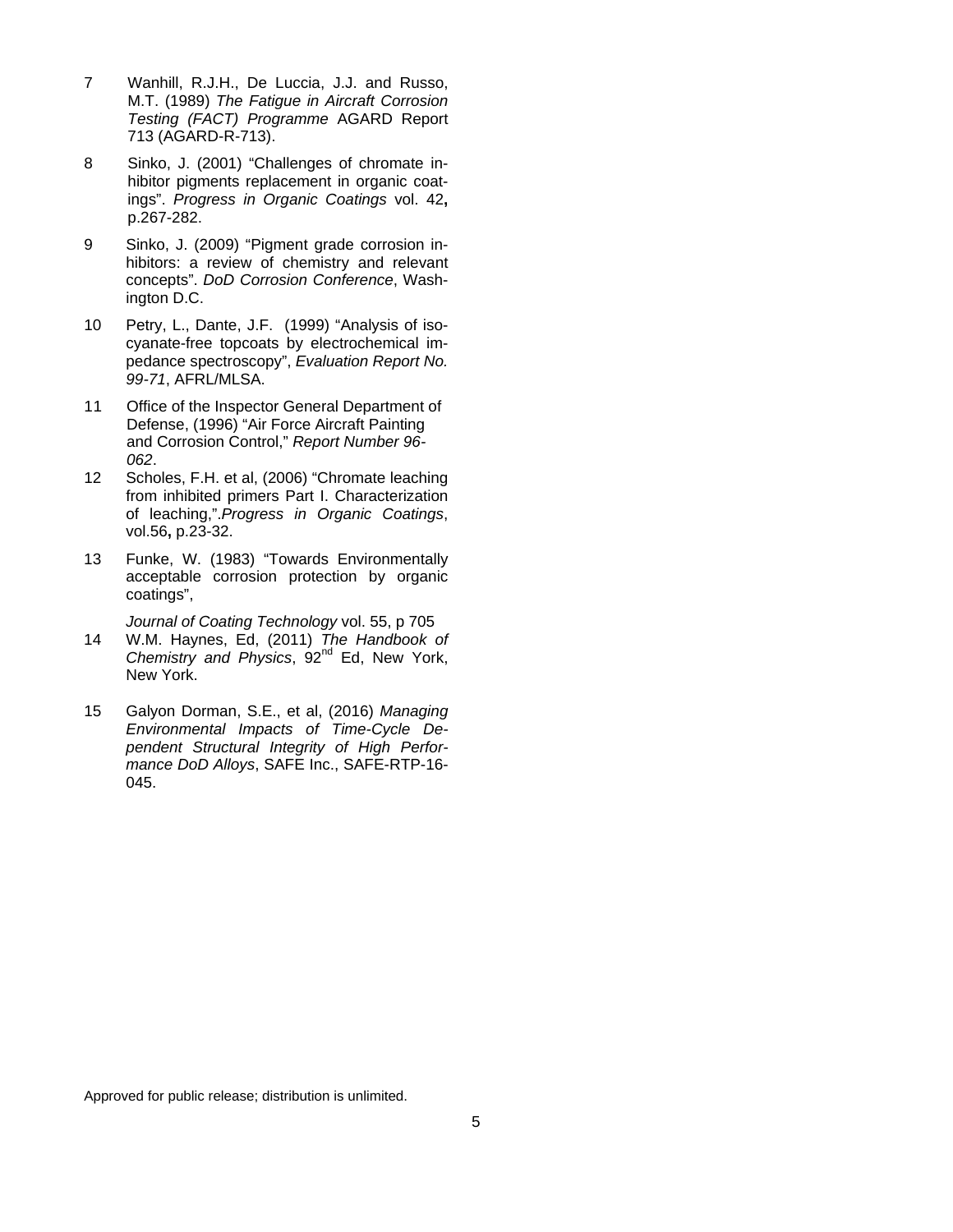7 Wanhill, R.J.H., De Luccia, J.J. and Russo, M.T. (1989) *The Fatigue in Aircraft Corrosion Testing (FACT) Programme* AGARD Report 713 (AGARD-R-713).

8 Sinko, J. (2001) "Challenges of chromate inhibitor pigments replacement in organic coatings". *Progress in Organic Coatings* vol. 42**,** p.267-282.

9 Sinko, J. (2009) "Pigment grade corrosion inhibitors: a review of chemistry and relevant concepts". *DoD Corrosion Conference*, Washington D.C.

10 Petry, L., Dante, J.F. (1999) "Analysis of isocyanate-free topcoats by electrochemical impedance spectroscopy", *Evaluation Report No. 99-71*, AFRL/MLSA.

11 Office of the Inspector General Department of Defense, (1996) "Air Force Aircraft Painting and Corrosion Control," *Report Number 96-062*.

12 Scholes, F.H. et al, (2006) "Chromate leaching from inhibited primers Part I. Characterization of leaching,".*Progress in Organic Coatings*, vol.56**,** p.23-32.

13 Funke, W. (1983) "Towards Environmentally acceptable corrosion protection by organic coatings",

*Journal of Coating Technology* vol. 55, p 705

14 W.M. Haynes, Ed, (2011) *The Handbook of Chemistry and Physics*, 92nd Ed, New York, New York.

15 Galyon Dorman, S.E., et al, (2016) *Managing Environmental Impacts of Time-Cycle Dependent Structural Integrity of High Performance DoD Alloys*, SAFE Inc., SAFE-RTP-16-045.

Approved for public release; distribution is unlimited.